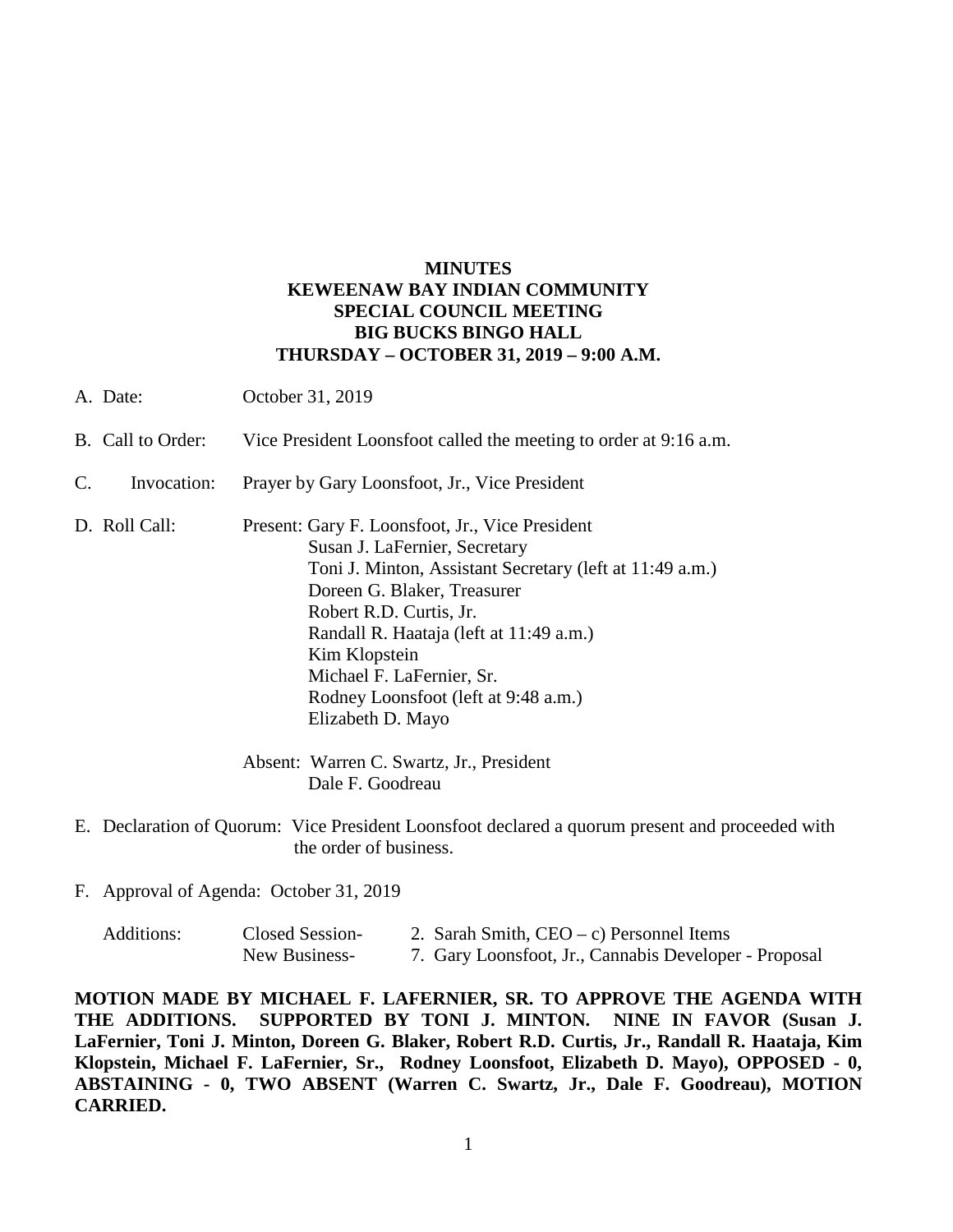# MINUTES
# KEWEENAW BAY INDIAN COMMUNITY
# SPECIAL COUNCIL MEETING
# BIG BUCKS BINGO HALL
# THURSDAY – OCTOBER 31, 2019 – 9:00 A.M.

A. Date: October 31, 2019

B. Call to Order: Vice President Loonsfoot called the meeting to order at 9:16 a.m.

C. Invocation: Prayer by Gary Loonsfoot, Jr., Vice President

D. Roll Call: Present: Gary F. Loonsfoot, Jr., Vice President
Susan J. LaFernier, Secretary
Toni J. Minton, Assistant Secretary (left at 11:49 a.m.)
Doreen G. Blaker, Treasurer
Robert R.D. Curtis, Jr.
Randall R. Haataja (left at 11:49 a.m.)
Kim Klopstein
Michael F. LaFernier, Sr.
Rodney Loonsfoot (left at 9:48 a.m.)
Elizabeth D. Mayo

Absent: Warren C. Swartz, Jr., President
Dale F. Goodreau

E. Declaration of Quorum: Vice President Loonsfoot declared a quorum present and proceeded with the order of business.

F. Approval of Agenda: October 31, 2019

Additions: Closed Session- 2. Sarah Smith, CEO – c) Personnel Items
New Business- 7. Gary Loonsfoot, Jr., Cannabis Developer - Proposal

**MOTION MADE BY MICHAEL F. LAFERNIER, SR. TO APPROVE THE AGENDA WITH THE ADDITIONS. SUPPORTED BY TONI J. MINTON. NINE IN FAVOR (Susan J. LaFernier, Toni J. Minton, Doreen G. Blaker, Robert R.D. Curtis, Jr., Randall R. Haataja, Kim Klopstein, Michael F. LaFernier, Sr., Rodney Loonsfoot, Elizabeth D. Mayo), OPPOSED - 0, ABSTAINING - 0, TWO ABSENT (Warren C. Swartz, Jr., Dale F. Goodreau), MOTION CARRIED.**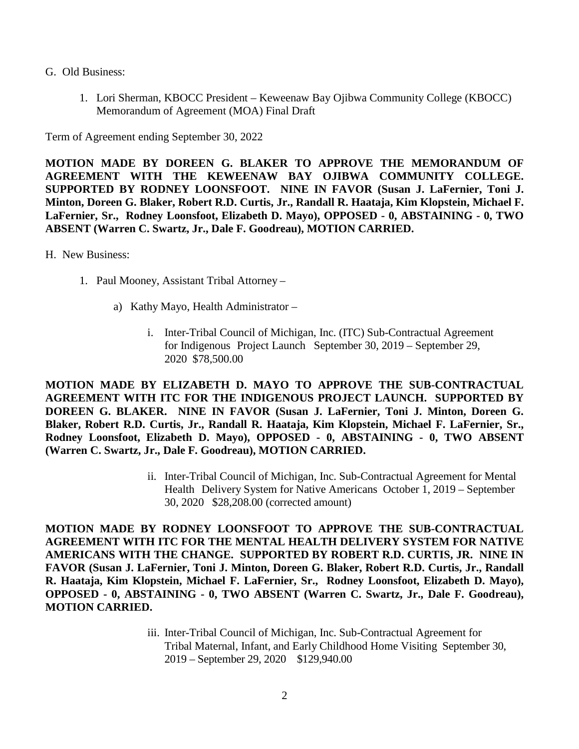G. Old Business:

1. Lori Sherman, KBOCC President – Keweenaw Bay Ojibwa Community College (KBOCC) Memorandum of Agreement (MOA) Final Draft

Term of Agreement ending September 30, 2022

**MOTION MADE BY DOREEN G. BLAKER TO APPROVE THE MEMORANDUM OF AGREEMENT WITH THE KEWEENAW BAY OJIBWA COMMUNITY COLLEGE. SUPPORTED BY RODNEY LOONSFOOT. NINE IN FAVOR (Susan J. LaFernier, Toni J. Minton, Doreen G. Blaker, Robert R.D. Curtis, Jr., Randall R. Haataja, Kim Klopstein, Michael F. LaFernier, Sr., Rodney Loonsfoot, Elizabeth D. Mayo), OPPOSED - 0, ABSTAINING - 0, TWO ABSENT (Warren C. Swartz, Jr., Dale F. Goodreau), MOTION CARRIED.**

H. New Business:

1. Paul Mooney, Assistant Tribal Attorney –

   a) Kathy Mayo, Health Administrator –

      i. Inter-Tribal Council of Michigan, Inc. (ITC) Sub-Contractual Agreement for Indigenous Project Launch September 30, 2019 – September 29, 2020 $78,500.00

**MOTION MADE BY ELIZABETH D. MAYO TO APPROVE THE SUB-CONTRACTUAL AGREEMENT WITH ITC FOR THE INDIGENOUS PROJECT LAUNCH. SUPPORTED BY DOREEN G. BLAKER. NINE IN FAVOR (Susan J. LaFernier, Toni J. Minton, Doreen G. Blaker, Robert R.D. Curtis, Jr., Randall R. Haataja, Kim Klopstein, Michael F. LaFernier, Sr., Rodney Loonsfoot, Elizabeth D. Mayo), OPPOSED - 0, ABSTAINING - 0, TWO ABSENT (Warren C. Swartz, Jr., Dale F. Goodreau), MOTION CARRIED.**

      ii. Inter-Tribal Council of Michigan, Inc. Sub-Contractual Agreement for Mental Health Delivery System for Native Americans October 1, 2019 – September 30, 2020 $28,208.00 (corrected amount)

**MOTION MADE BY RODNEY LOONSFOOT TO APPROVE THE SUB-CONTRACTUAL AGREEMENT WITH ITC FOR THE MENTAL HEALTH DELIVERY SYSTEM FOR NATIVE AMERICANS WITH THE CHANGE. SUPPORTED BY ROBERT R.D. CURTIS, JR. NINE IN FAVOR (Susan J. LaFernier, Toni J. Minton, Doreen G. Blaker, Robert R.D. Curtis, Jr., Randall R. Haataja, Kim Klopstein, Michael F. LaFernier, Sr., Rodney Loonsfoot, Elizabeth D. Mayo), OPPOSED - 0, ABSTAINING - 0, TWO ABSENT (Warren C. Swartz, Jr., Dale F. Goodreau), MOTION CARRIED.**

      iii. Inter-Tribal Council of Michigan, Inc. Sub-Contractual Agreement for Tribal Maternal, Infant, and Early Childhood Home Visiting September 30, 2019 – September 29, 2020 $129,940.00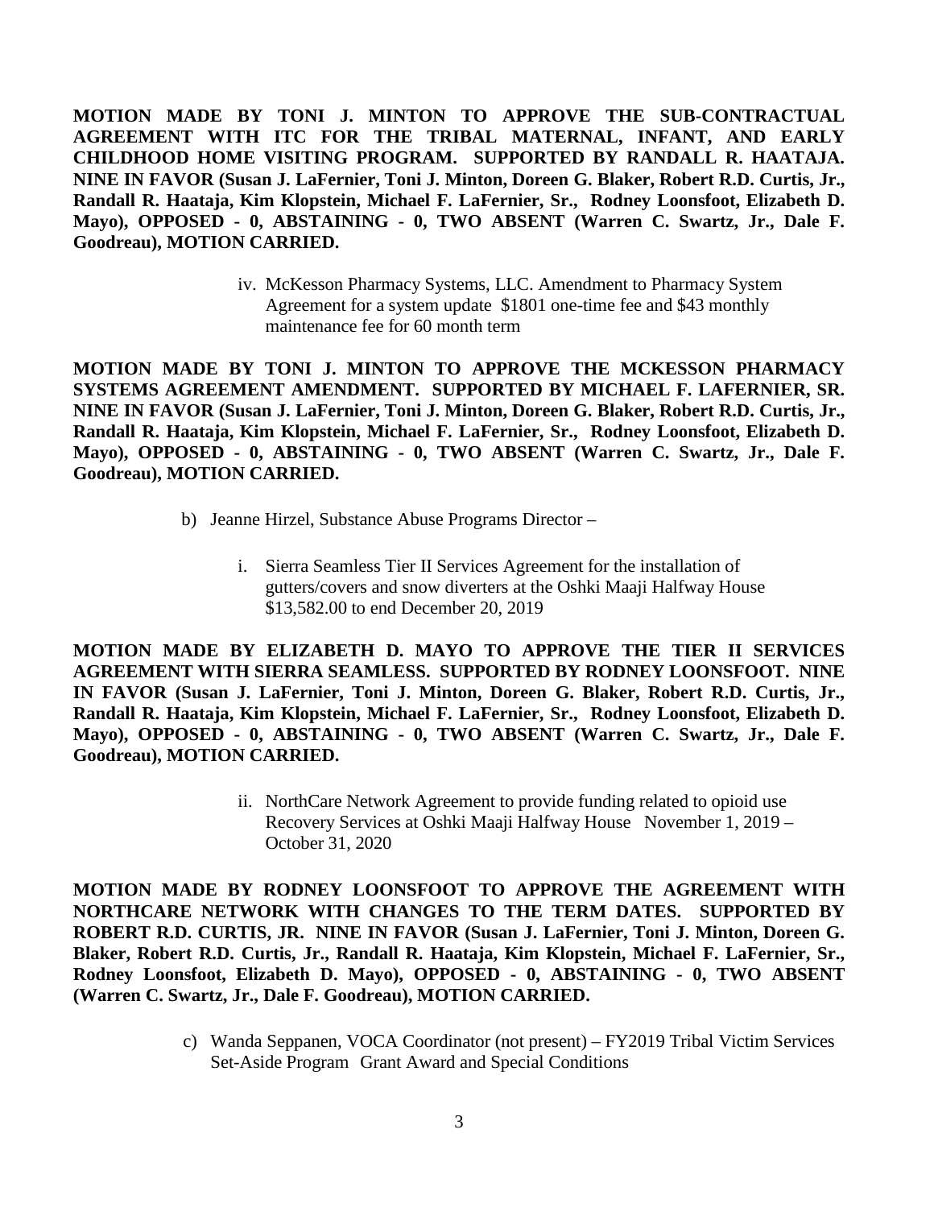**MOTION MADE BY TONI J. MINTON TO APPROVE THE SUB-CONTRACTUAL AGREEMENT WITH ITC FOR THE TRIBAL MATERNAL, INFANT, AND EARLY CHILDHOOD HOME VISITING PROGRAM. SUPPORTED BY RANDALL R. HAATAJA. NINE IN FAVOR (Susan J. LaFernier, Toni J. Minton, Doreen G. Blaker, Robert R.D. Curtis, Jr., Randall R. Haataja, Kim Klopstein, Michael F. LaFernier, Sr., Rodney Loonsfoot, Elizabeth D. Mayo), OPPOSED - 0, ABSTAINING - 0, TWO ABSENT (Warren C. Swartz, Jr., Dale F. Goodreau), MOTION CARRIED.**

iv. McKesson Pharmacy Systems, LLC. Amendment to Pharmacy System Agreement for a system update $1801 one-time fee and $43 monthly maintenance fee for 60 month term

**MOTION MADE BY TONI J. MINTON TO APPROVE THE MCKESSON PHARMACY SYSTEMS AGREEMENT AMENDMENT. SUPPORTED BY MICHAEL F. LAFERNIER, SR. NINE IN FAVOR (Susan J. LaFernier, Toni J. Minton, Doreen G. Blaker, Robert R.D. Curtis, Jr., Randall R. Haataja, Kim Klopstein, Michael F. LaFernier, Sr., Rodney Loonsfoot, Elizabeth D. Mayo), OPPOSED - 0, ABSTAINING - 0, TWO ABSENT (Warren C. Swartz, Jr., Dale F. Goodreau), MOTION CARRIED.**

b) Jeanne Hirzel, Substance Abuse Programs Director –

i. Sierra Seamless Tier II Services Agreement for the installation of gutters/covers and snow diverters at the Oshki Maaji Halfway House $13,582.00 to end December 20, 2019

**MOTION MADE BY ELIZABETH D. MAYO TO APPROVE THE TIER II SERVICES AGREEMENT WITH SIERRA SEAMLESS. SUPPORTED BY RODNEY LOONSFOOT. NINE IN FAVOR (Susan J. LaFernier, Toni J. Minton, Doreen G. Blaker, Robert R.D. Curtis, Jr., Randall R. Haataja, Kim Klopstein, Michael F. LaFernier, Sr., Rodney Loonsfoot, Elizabeth D. Mayo), OPPOSED - 0, ABSTAINING - 0, TWO ABSENT (Warren C. Swartz, Jr., Dale F. Goodreau), MOTION CARRIED.**

ii. NorthCare Network Agreement to provide funding related to opioid use Recovery Services at Oshki Maaji Halfway House November 1, 2019 – October 31, 2020

**MOTION MADE BY RODNEY LOONSFOOT TO APPROVE THE AGREEMENT WITH NORTHCARE NETWORK WITH CHANGES TO THE TERM DATES. SUPPORTED BY ROBERT R.D. CURTIS, JR. NINE IN FAVOR (Susan J. LaFernier, Toni J. Minton, Doreen G. Blaker, Robert R.D. Curtis, Jr., Randall R. Haataja, Kim Klopstein, Michael F. LaFernier, Sr., Rodney Loonsfoot, Elizabeth D. Mayo), OPPOSED - 0, ABSTAINING - 0, TWO ABSENT (Warren C. Swartz, Jr., Dale F. Goodreau), MOTION CARRIED.**

c) Wanda Seppanen, VOCA Coordinator (not present) – FY2019 Tribal Victim Services Set-Aside Program Grant Award and Special Conditions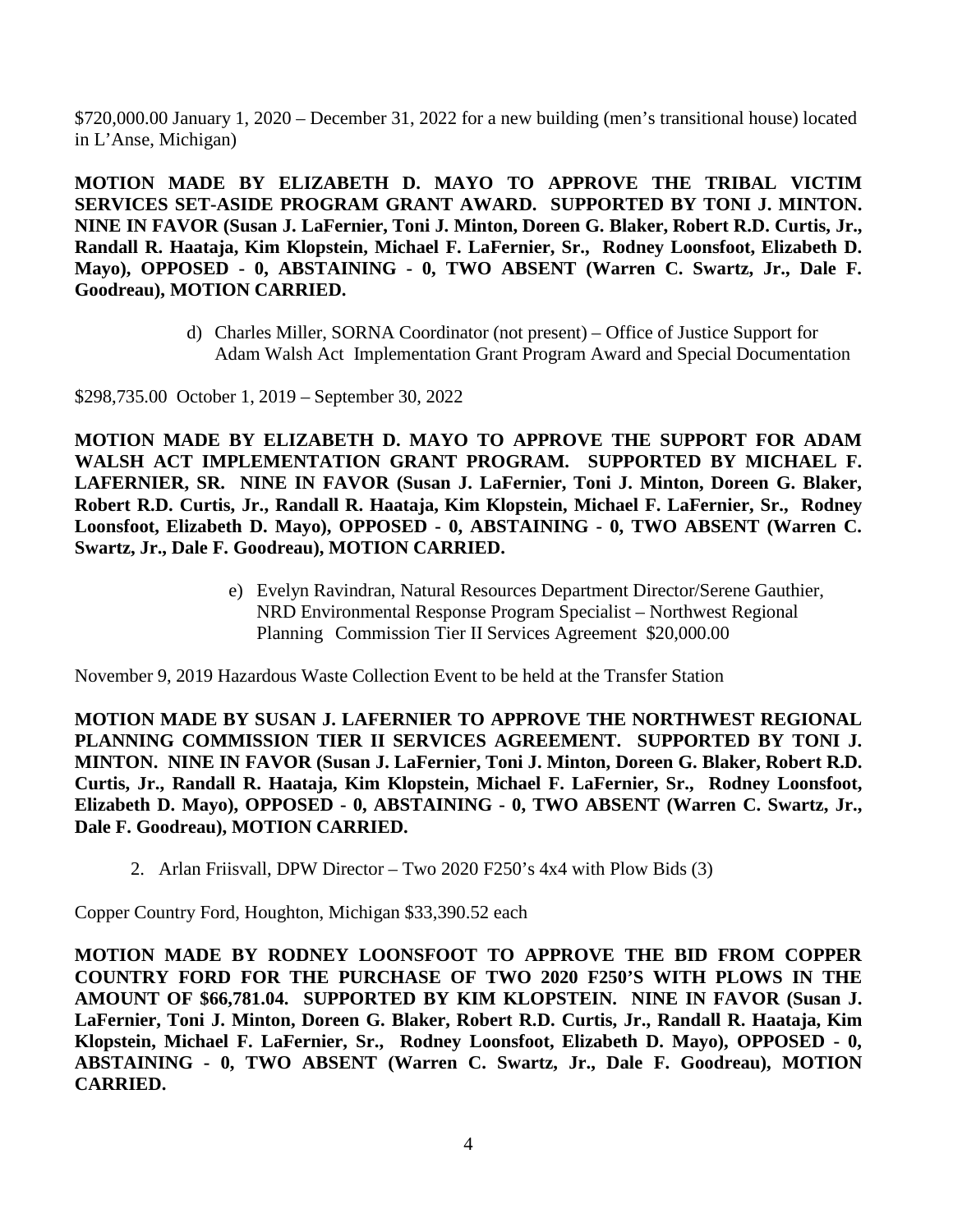$720,000.00 January 1, 2020 – December 31, 2022 for a new building (men's transitional house) located in L'Anse, Michigan)

**MOTION MADE BY ELIZABETH D. MAYO TO APPROVE THE TRIBAL VICTIM SERVICES SET-ASIDE PROGRAM GRANT AWARD. SUPPORTED BY TONI J. MINTON. NINE IN FAVOR (Susan J. LaFernier, Toni J. Minton, Doreen G. Blaker, Robert R.D. Curtis, Jr., Randall R. Haataja, Kim Klopstein, Michael F. LaFernier, Sr., Rodney Loonsfoot, Elizabeth D. Mayo), OPPOSED - 0, ABSTAINING - 0, TWO ABSENT (Warren C. Swartz, Jr., Dale F. Goodreau), MOTION CARRIED.**

d) Charles Miller, SORNA Coordinator (not present) – Office of Justice Support for Adam Walsh Act Implementation Grant Program Award and Special Documentation

$298,735.00 October 1, 2019 – September 30, 2022

**MOTION MADE BY ELIZABETH D. MAYO TO APPROVE THE SUPPORT FOR ADAM WALSH ACT IMPLEMENTATION GRANT PROGRAM. SUPPORTED BY MICHAEL F. LAFERNIER, SR. NINE IN FAVOR (Susan J. LaFernier, Toni J. Minton, Doreen G. Blaker, Robert R.D. Curtis, Jr., Randall R. Haataja, Kim Klopstein, Michael F. LaFernier, Sr., Rodney Loonsfoot, Elizabeth D. Mayo), OPPOSED - 0, ABSTAINING - 0, TWO ABSENT (Warren C. Swartz, Jr., Dale F. Goodreau), MOTION CARRIED.**

e) Evelyn Ravindran, Natural Resources Department Director/Serene Gauthier, NRD Environmental Response Program Specialist – Northwest Regional Planning Commission Tier II Services Agreement $20,000.00

November 9, 2019 Hazardous Waste Collection Event to be held at the Transfer Station

**MOTION MADE BY SUSAN J. LAFERNIER TO APPROVE THE NORTHWEST REGIONAL PLANNING COMMISSION TIER II SERVICES AGREEMENT. SUPPORTED BY TONI J. MINTON. NINE IN FAVOR (Susan J. LaFernier, Toni J. Minton, Doreen G. Blaker, Robert R.D. Curtis, Jr., Randall R. Haataja, Kim Klopstein, Michael F. LaFernier, Sr., Rodney Loonsfoot, Elizabeth D. Mayo), OPPOSED - 0, ABSTAINING - 0, TWO ABSENT (Warren C. Swartz, Jr., Dale F. Goodreau), MOTION CARRIED.**

2. Arlan Friisvall, DPW Director – Two 2020 F250's 4x4 with Plow Bids (3)

Copper Country Ford, Houghton, Michigan $33,390.52 each

**MOTION MADE BY RODNEY LOONSFOOT TO APPROVE THE BID FROM COPPER COUNTRY FORD FOR THE PURCHASE OF TWO 2020 F250'S WITH PLOWS IN THE AMOUNT OF $66,781.04. SUPPORTED BY KIM KLOPSTEIN. NINE IN FAVOR (Susan J. LaFernier, Toni J. Minton, Doreen G. Blaker, Robert R.D. Curtis, Jr., Randall R. Haataja, Kim Klopstein, Michael F. LaFernier, Sr., Rodney Loonsfoot, Elizabeth D. Mayo), OPPOSED - 0, ABSTAINING - 0, TWO ABSENT (Warren C. Swartz, Jr., Dale F. Goodreau), MOTION CARRIED.**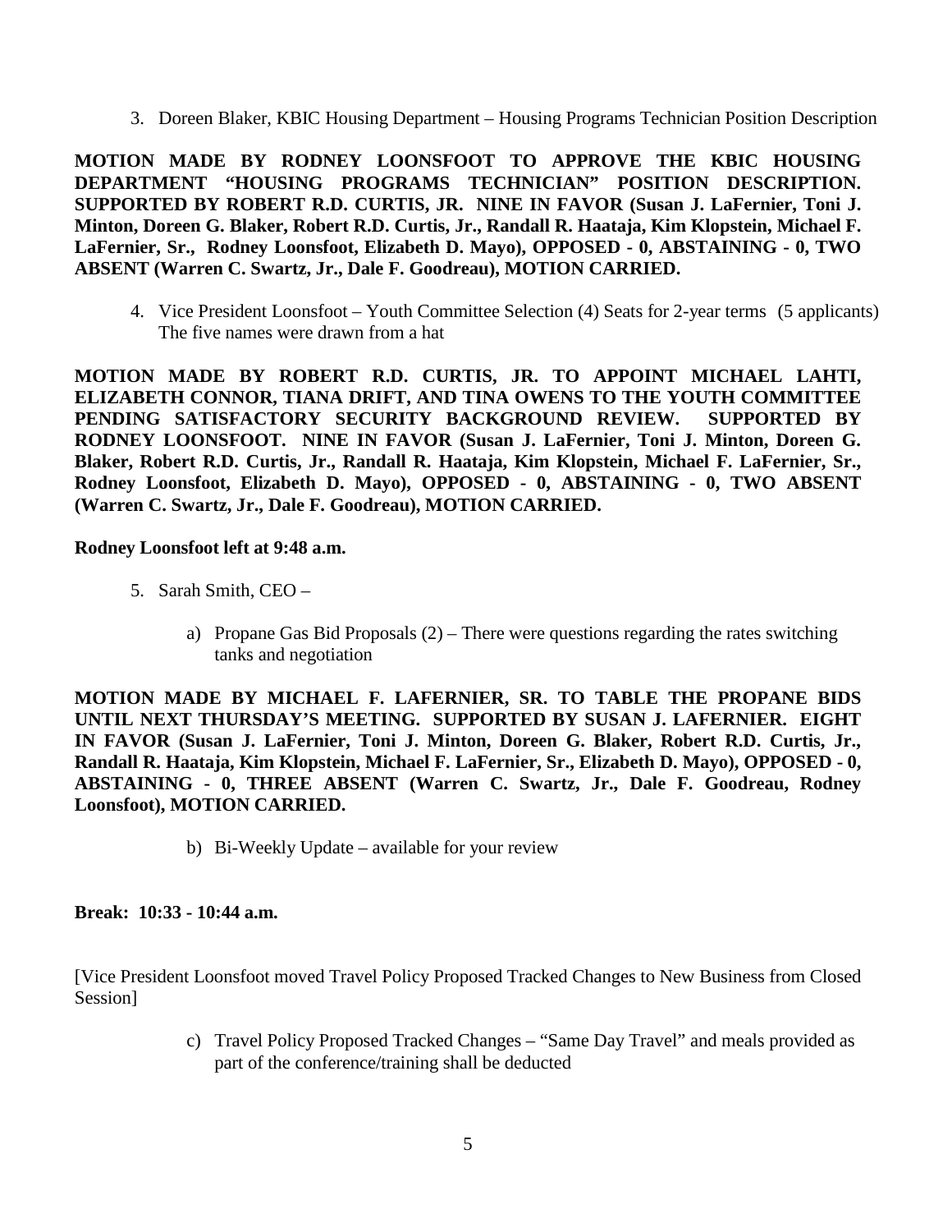3. Doreen Blaker, KBIC Housing Department – Housing Programs Technician Position Description

**MOTION MADE BY RODNEY LOONSFOOT TO APPROVE THE KBIC HOUSING DEPARTMENT "HOUSING PROGRAMS TECHNICIAN" POSITION DESCRIPTION. SUPPORTED BY ROBERT R.D. CURTIS, JR. NINE IN FAVOR (Susan J. LaFernier, Toni J. Minton, Doreen G. Blaker, Robert R.D. Curtis, Jr., Randall R. Haataja, Kim Klopstein, Michael F. LaFernier, Sr., Rodney Loonsfoot, Elizabeth D. Mayo), OPPOSED - 0, ABSTAINING - 0, TWO ABSENT (Warren C. Swartz, Jr., Dale F. Goodreau), MOTION CARRIED.**

4. Vice President Loonsfoot – Youth Committee Selection (4) Seats for 2-year terms (5 applicants) The five names were drawn from a hat

**MOTION MADE BY ROBERT R.D. CURTIS, JR. TO APPOINT MICHAEL LAHTI, ELIZABETH CONNOR, TIANA DRIFT, AND TINA OWENS TO THE YOUTH COMMITTEE PENDING SATISFACTORY SECURITY BACKGROUND REVIEW. SUPPORTED BY RODNEY LOONSFOOT. NINE IN FAVOR (Susan J. LaFernier, Toni J. Minton, Doreen G. Blaker, Robert R.D. Curtis, Jr., Randall R. Haataja, Kim Klopstein, Michael F. LaFernier, Sr., Rodney Loonsfoot, Elizabeth D. Mayo), OPPOSED - 0, ABSTAINING - 0, TWO ABSENT (Warren C. Swartz, Jr., Dale F. Goodreau), MOTION CARRIED.**

**Rodney Loonsfoot left at 9:48 a.m.**

5. Sarah Smith, CEO –

   a) Propane Gas Bid Proposals (2) – There were questions regarding the rates switching tanks and negotiation

**MOTION MADE BY MICHAEL F. LAFERNIER, SR. TO TABLE THE PROPANE BIDS UNTIL NEXT THURSDAY'S MEETING. SUPPORTED BY SUSAN J. LAFERNIER. EIGHT IN FAVOR (Susan J. LaFernier, Toni J. Minton, Doreen G. Blaker, Robert R.D. Curtis, Jr., Randall R. Haataja, Kim Klopstein, Michael F. LaFernier, Sr., Elizabeth D. Mayo), OPPOSED - 0, ABSTAINING - 0, THREE ABSENT (Warren C. Swartz, Jr., Dale F. Goodreau, Rodney Loonsfoot), MOTION CARRIED.**

   b) Bi-Weekly Update – available for your review

**Break: 10:33 - 10:44 a.m.**

[Vice President Loonsfoot moved Travel Policy Proposed Tracked Changes to New Business from Closed Session]

   c) Travel Policy Proposed Tracked Changes – "Same Day Travel" and meals provided as part of the conference/training shall be deducted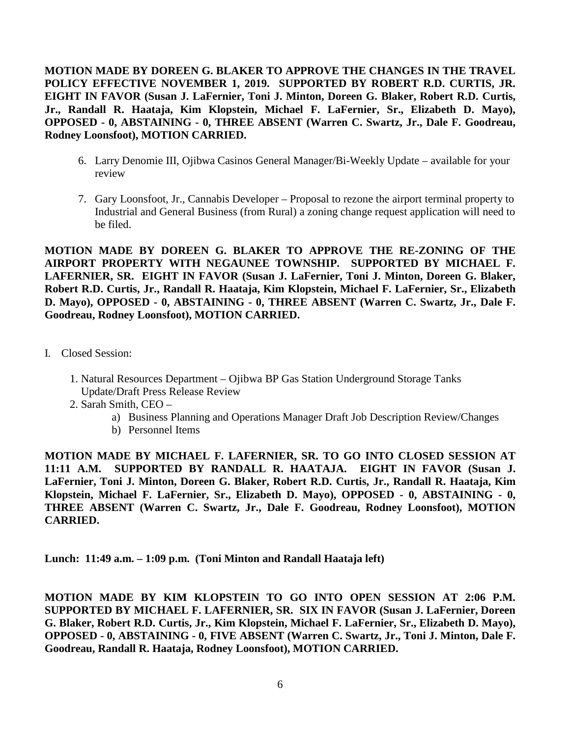**MOTION MADE BY DOREEN G. BLAKER TO APPROVE THE CHANGES IN THE TRAVEL POLICY EFFECTIVE NOVEMBER 1, 2019. SUPPORTED BY ROBERT R.D. CURTIS, JR. EIGHT IN FAVOR (Susan J. LaFernier, Toni J. Minton, Doreen G. Blaker, Robert R.D. Curtis, Jr., Randall R. Haataja, Kim Klopstein, Michael F. LaFernier, Sr., Elizabeth D. Mayo), OPPOSED - 0, ABSTAINING - 0, THREE ABSENT (Warren C. Swartz, Jr., Dale F. Goodreau, Rodney Loonsfoot), MOTION CARRIED.**

6. Larry Denomie III, Ojibwa Casinos General Manager/Bi-Weekly Update – available for your review

7. Gary Loonsfoot, Jr., Cannabis Developer – Proposal to rezone the airport terminal property to Industrial and General Business (from Rural) a zoning change request application will need to be filed.

**MOTION MADE BY DOREEN G. BLAKER TO APPROVE THE RE-ZONING OF THE AIRPORT PROPERTY WITH NEGAUNEE TOWNSHIP. SUPPORTED BY MICHAEL F. LAFERNIER, SR. EIGHT IN FAVOR (Susan J. LaFernier, Toni J. Minton, Doreen G. Blaker, Robert R.D. Curtis, Jr., Randall R. Haataja, Kim Klopstein, Michael F. LaFernier, Sr., Elizabeth D. Mayo), OPPOSED - 0, ABSTAINING - 0, THREE ABSENT (Warren C. Swartz, Jr., Dale F. Goodreau, Rodney Loonsfoot), MOTION CARRIED.**

I. Closed Session:

1. Natural Resources Department – Ojibwa BP Gas Station Underground Storage Tanks Update/Draft Press Release Review
2. Sarah Smith, CEO –
   a) Business Planning and Operations Manager Draft Job Description Review/Changes
   b) Personnel Items

**MOTION MADE BY MICHAEL F. LAFERNIER, SR. TO GO INTO CLOSED SESSION AT 11:11 A.M. SUPPORTED BY RANDALL R. HAATAJA. EIGHT IN FAVOR (Susan J. LaFernier, Toni J. Minton, Doreen G. Blaker, Robert R.D. Curtis, Jr., Randall R. Haataja, Kim Klopstein, Michael F. LaFernier, Sr., Elizabeth D. Mayo), OPPOSED - 0, ABSTAINING - 0, THREE ABSENT (Warren C. Swartz, Jr., Dale F. Goodreau, Rodney Loonsfoot), MOTION CARRIED.**

**Lunch: 11:49 a.m. – 1:09 p.m. (Toni Minton and Randall Haataja left)**

**MOTION MADE BY KIM KLOPSTEIN TO GO INTO OPEN SESSION AT 2:06 P.M. SUPPORTED BY MICHAEL F. LAFERNIER, SR. SIX IN FAVOR (Susan J. LaFernier, Doreen G. Blaker, Robert R.D. Curtis, Jr., Kim Klopstein, Michael F. LaFernier, Sr., Elizabeth D. Mayo), OPPOSED - 0, ABSTAINING - 0, FIVE ABSENT (Warren C. Swartz, Jr., Toni J. Minton, Dale F. Goodreau, Randall R. Haataja, Rodney Loonsfoot), MOTION CARRIED.**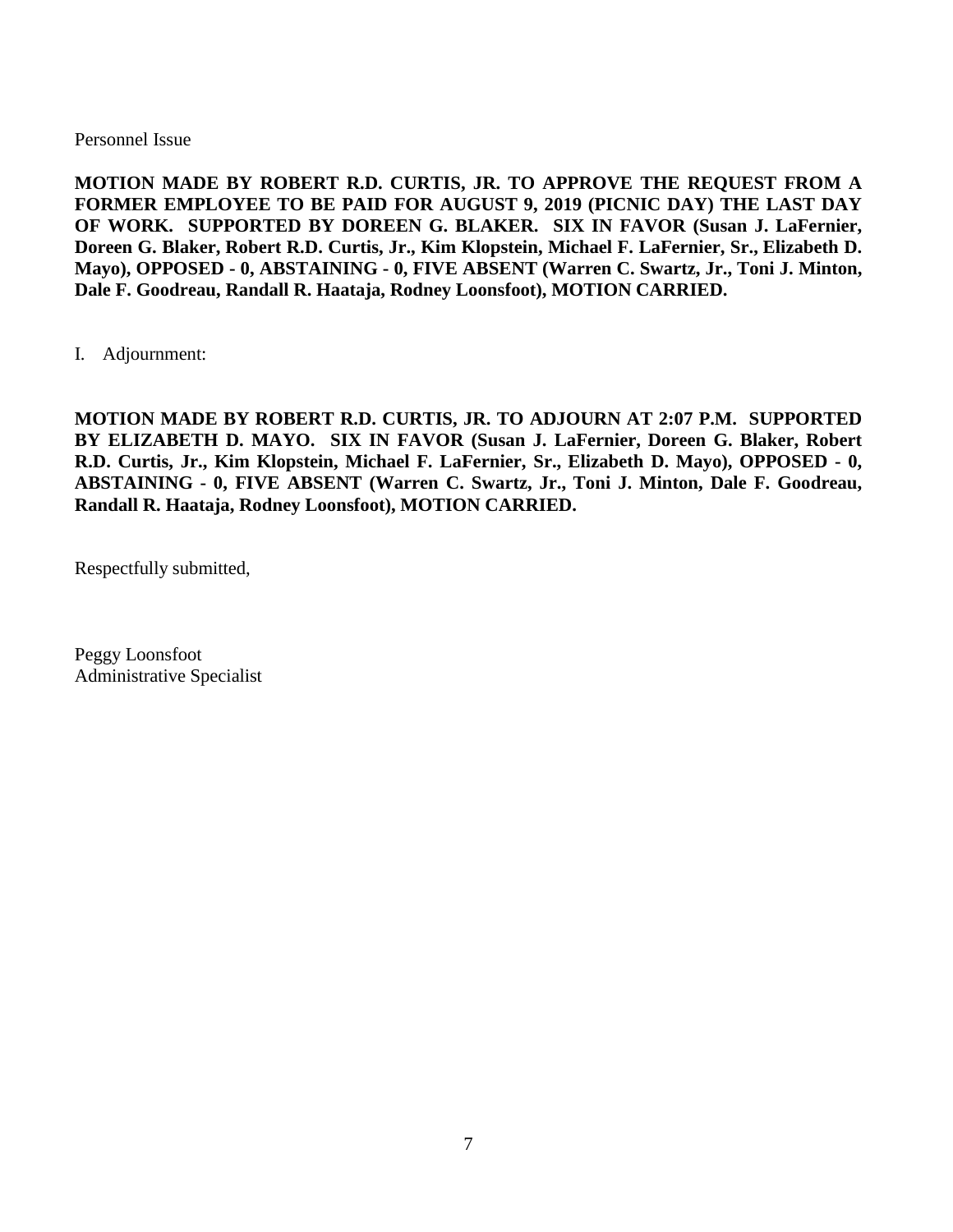Personnel Issue

**MOTION MADE BY ROBERT R.D. CURTIS, JR. TO APPROVE THE REQUEST FROM A FORMER EMPLOYEE TO BE PAID FOR AUGUST 9, 2019 (PICNIC DAY) THE LAST DAY OF WORK. SUPPORTED BY DOREEN G. BLAKER. SIX IN FAVOR (Susan J. LaFernier, Doreen G. Blaker, Robert R.D. Curtis, Jr., Kim Klopstein, Michael F. LaFernier, Sr., Elizabeth D. Mayo), OPPOSED - 0, ABSTAINING - 0, FIVE ABSENT (Warren C. Swartz, Jr., Toni J. Minton, Dale F. Goodreau, Randall R. Haataja, Rodney Loonsfoot), MOTION CARRIED.**

I. Adjournment:

**MOTION MADE BY ROBERT R.D. CURTIS, JR. TO ADJOURN AT 2:07 P.M. SUPPORTED BY ELIZABETH D. MAYO. SIX IN FAVOR (Susan J. LaFernier, Doreen G. Blaker, Robert R.D. Curtis, Jr., Kim Klopstein, Michael F. LaFernier, Sr., Elizabeth D. Mayo), OPPOSED - 0, ABSTAINING - 0, FIVE ABSENT (Warren C. Swartz, Jr., Toni J. Minton, Dale F. Goodreau, Randall R. Haataja, Rodney Loonsfoot), MOTION CARRIED.**

Respectfully submitted,

Peggy Loonsfoot
Administrative Specialist